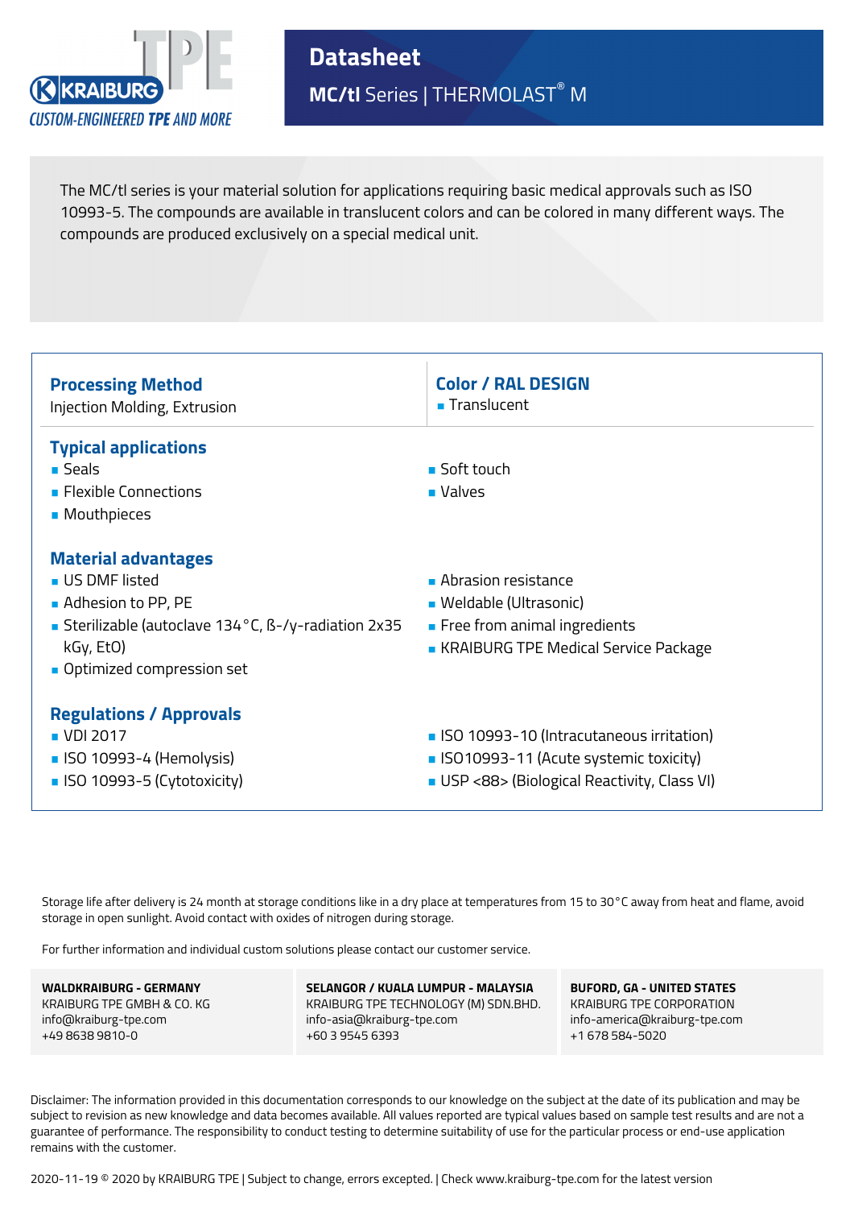KRAIBURG TPE
CUSTOM-ENGINEERED TPE AND MORE

# Datasheet

## MC/tl Series | THERMOLAST® M

The MC/tl series is your material solution for applications requiring basic medical approvals such as ISO 10993-5. The compounds are available in translucent colors and can be colored in many different ways. The compounds are produced exclusively on a special medical unit.

### Processing Method

Injection Molding, Extrusion

### Color / RAL DESIGN

- Translucent

### Typical applications

- Seals
- Flexible Connections
- Mouthpieces
- Soft touch
- Valves

### Material advantages

- US DMF listed
- Adhesion to PP, PE
- Sterilizable (autoclave 134 °C, ß-/γ-radiation 2x35 kGy, EtO)
- Optimized compression set
- Abrasion resistance
- Weldable (Ultrasonic)
- Free from animal ingredients
- KRAIBURG TPE Medical Service Package

### Regulations / Approvals

- VDI 2017
- ISO 10993-4 (Hemolysis)
- ISO 10993-5 (Cytotoxicity)
- ISO 10993-10 (Intracutaneous irritation)
- ISO10993-11 (Acute systemic toxicity)
- USP <88> (Biological Reactivity, Class VI)

Storage life after delivery is 24 month at storage conditions like in a dry place at temperatures from 15 to 30 °C away from heat and flame, avoid storage in open sunlight. Avoid contact with oxides of nitrogen during storage.

For further information and individual custom solutions please contact our customer service.

**WALDKRAIBURG - GERMANY**
KRAIBURG TPE GMBH & CO. KG
info@kraiburg-tpe.com
+49 8638 9810-0

**SELANGOR / KUALA LUMPUR - MALAYSIA**
KRAIBURG TPE TECHNOLOGY (M) SDN.BHD.
info-asia@kraiburg-tpe.com
+60 3 9545 6393

**BUFORD, GA - UNITED STATES**
KRAIBURG TPE CORPORATION
info-america@kraiburg-tpe.com
+1 678 584-5020

Disclaimer: The information provided in this documentation corresponds to our knowledge on the subject at the date of its publication and may be subject to revision as new knowledge and data becomes available. All values reported are typical values based on sample test results and are not a guarantee of performance. The responsibility to conduct testing to determine suitability of use for the particular process or end-use application remains with the customer.

2020-11-19 © 2020 by KRAIBURG TPE | Subject to change, errors excepted. | Check www.kraiburg-tpe.com for the latest version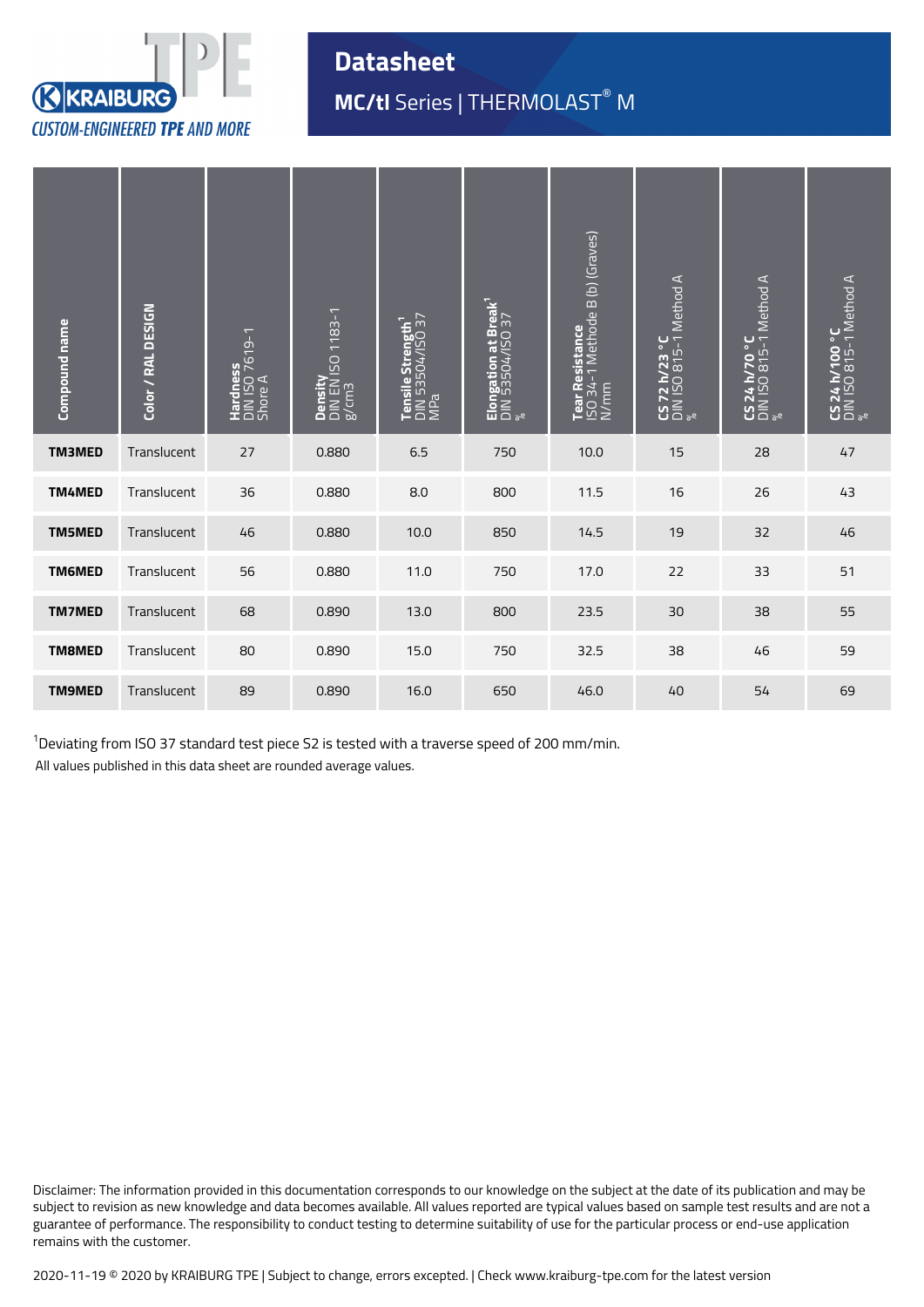# Datasheet

## MC/tl Series | THERMOLAST® M

| Compound name | Color / RAL DESIGN | Hardness DIN ISO 7619-1 Shore A | Density DIN EN ISO 1183-1 g/cm3 | Tensile Strength[1] DIN 53504/ISO 37 MPa | Elongation at Break[1] DIN 53504/ISO 37 % | Tear Resistance ISO 34-1 Methode B (b) (Graves) N/mm | CS 72 h/23 °C DIN ISO 815-1 Method A % | CS 24 h/70 °C DIN ISO 815-1 Method A % | CS 24 h/100 °C DIN ISO 815-1 Method A % |
|---|---|---|---|---|---|---|---|---|---|
| **TM3MED** | Translucent | 27 | 0.880 | 6.5 | 750 | 10.0 | 15 | 28 | 47 |
| **TM4MED** | Translucent | 36 | 0.880 | 8.0 | 800 | 11.5 | 16 | 26 | 43 |
| **TM5MED** | Translucent | 46 | 0.880 | 10.0 | 850 | 14.5 | 19 | 32 | 46 |
| **TM6MED** | Translucent | 56 | 0.880 | 11.0 | 750 | 17.0 | 22 | 33 | 51 |
| **TM7MED** | Translucent | 68 | 0.890 | 13.0 | 800 | 23.5 | 30 | 38 | 55 |
| **TM8MED** | Translucent | 80 | 0.890 | 15.0 | 750 | 32.5 | 38 | 46 | 59 |
| **TM9MED** | Translucent | 89 | 0.890 | 16.0 | 650 | 46.0 | 40 | 54 | 69 |

[1]Deviating from ISO 37 standard test piece S2 is tested with a traverse speed of 200 mm/min.

All values published in this data sheet are rounded average values.

Disclaimer: The information provided in this documentation corresponds to our knowledge on the subject at the date of its publication and may be subject to revision as new knowledge and data becomes available. All values reported are typical values based on sample test results and are not a guarantee of performance. The responsibility to conduct testing to determine suitability of use for the particular process or end-use application remains with the customer.

2020-11-19 © 2020 by KRAIBURG TPE | Subject to change, errors excepted. | Check www.kraiburg-tpe.com for the latest version